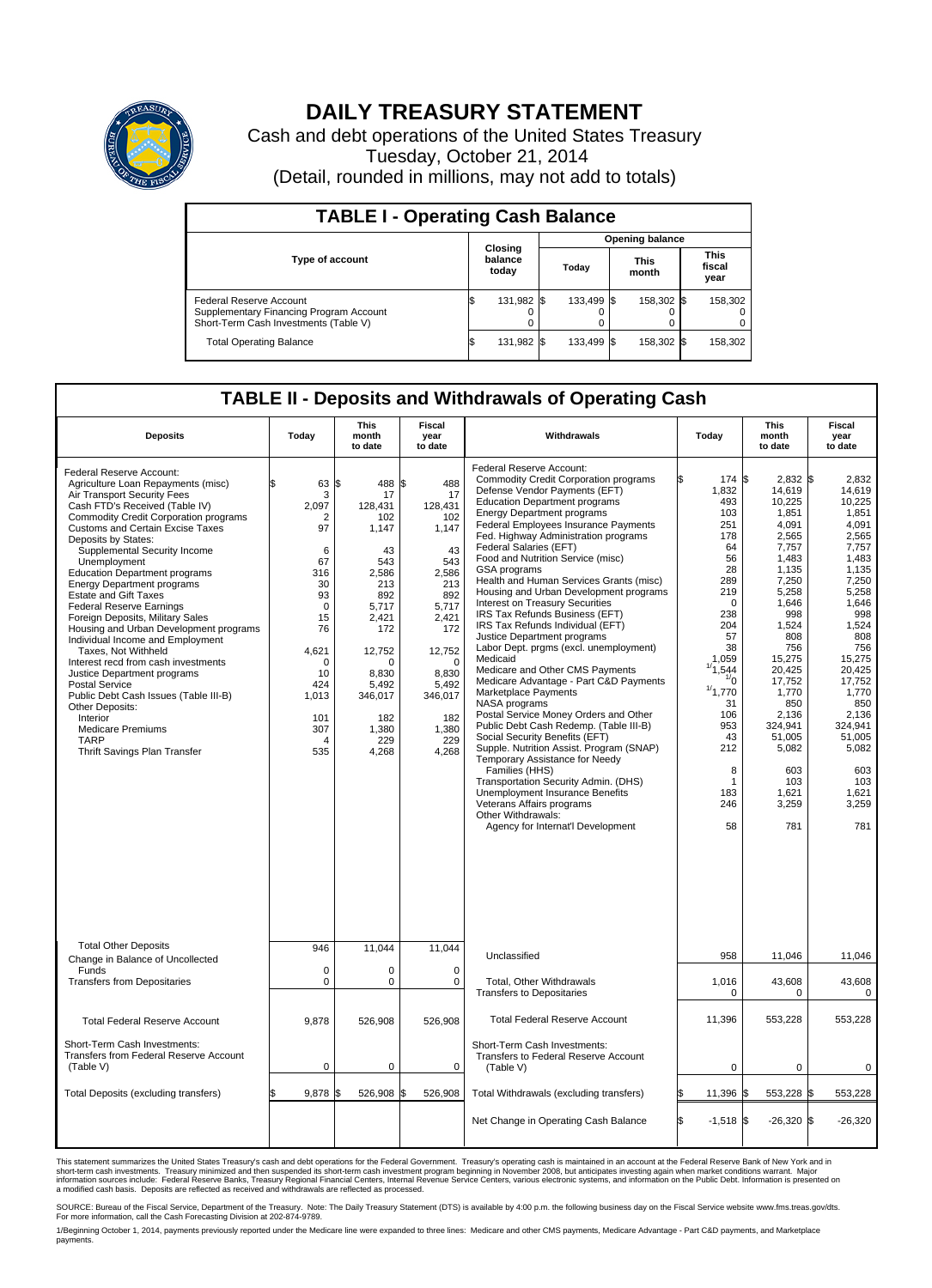# DAILY TREASURY STATEMENT

Cash and debt operations of the United States Treasury

Tuesday, October 21, 2014

(Detail, rounded in millions, may not add to totals)

## TABLE I - Operating Cash Balance

| Type of account | Closing balance today | Opening balance Today | Opening balance This month | Opening balance This fiscal year |
|---|---|---|---|---|
| Federal Reserve Account | $ 131,982 | $ 133,499 | $ 158,302 | $ 158,302 |
| Supplementary Financing Program Account | 0 | 0 | 0 | 0 |
| Short-Term Cash Investments (Table V) | 0 | 0 | 0 | 0 |
| Total Operating Balance | $ 131,982 | $ 133,499 | $ 158,302 | $ 158,302 |

## TABLE II - Deposits and Withdrawals of Operating Cash

| Deposits | Today | This month to date | Fiscal year to date |
|---|---|---|---|
| Federal Reserve Account: | | | |
| Agriculture Loan Repayments (misc) | $ 63 | $ 488 | $ 488 |
| Air Transport Security Fees | 3 | 17 | 17 |
| Cash FTD's Received (Table IV) | 2,097 | 128,431 | 128,431 |
| Commodity Credit Corporation programs | 2 | 102 | 102 |
| Customs and Certain Excise Taxes | 97 | 1,147 | 1,147 |
| Deposits by States: | | | |
| Supplemental Security Income | 6 | 43 | 43 |
| Unemployment | 67 | 543 | 543 |
| Education Department programs | 316 | 2,586 | 2,586 |
| Energy Department programs | 30 | 213 | 213 |
| Estate and Gift Taxes | 93 | 892 | 892 |
| Federal Reserve Earnings | 0 | 5,717 | 5,717 |
| Foreign Deposits, Military Sales | 15 | 2,421 | 2,421 |
| Housing and Urban Development programs | 76 | 172 | 172 |
| Individual Income and Employment Taxes, Not Withheld | 4,621 | 12,752 | 12,752 |
| Interest recd from cash investments | 0 | 0 | 0 |
| Justice Department programs | 10 | 8,830 | 8,830 |
| Postal Service | 424 | 5,492 | 5,492 |
| Public Debt Cash Issues (Table III-B) | 1,013 | 346,017 | 346,017 |
| Other Deposits: | | | |
| Interior | 101 | 182 | 182 |
| Medicare Premiums | 307 | 1,380 | 1,380 |
| TARP | 4 | 229 | 229 |
| Thrift Savings Plan Transfer | 535 | 4,268 | 4,268 |
| Total Other Deposits | 946 | 11,044 | 11,044 |
| Change in Balance of Uncollected Funds | 0 | 0 | 0 |
| Transfers from Depositaries | 0 | 0 | 0 |
| Total Federal Reserve Account | 9,878 | 526,908 | 526,908 |
| Short-Term Cash Investments: Transfers from Federal Reserve Account (Table V) | 0 | 0 | 0 |
| Total Deposits (excluding transfers) | $ 9,878 | $ 526,908 | $ 526,908 |

| Withdrawals | Today | This month to date | Fiscal year to date |
|---|---|---|---|
| Federal Reserve Account: | | | |
| Commodity Credit Corporation programs | $ 174 | $ 2,832 | $ 2,832 |
| Defense Vendor Payments (EFT) | 1,832 | 14,619 | 14,619 |
| Education Department programs | 493 | 10,225 | 10,225 |
| Energy Department programs | 103 | 1,851 | 1,851 |
| Federal Employees Insurance Payments | 251 | 4,091 | 4,091 |
| Fed. Highway Administration programs | 178 | 2,565 | 2,565 |
| Federal Salaries (EFT) | 64 | 7,757 | 7,757 |
| Food and Nutrition Service (misc) | 56 | 1,483 | 1,483 |
| GSA programs | 28 | 1,135 | 1,135 |
| Health and Human Services Grants (misc) | 289 | 7,250 | 7,250 |
| Housing and Urban Development programs | 219 | 5,258 | 5,258 |
| Interest on Treasury Securities | 0 | 1,646 | 1,646 |
| IRS Tax Refunds Business (EFT) | 238 | 998 | 998 |
| IRS Tax Refunds Individual (EFT) | 204 | 1,524 | 1,524 |
| Justice Department programs | 57 | 808 | 808 |
| Labor Dept. prgms (excl. unemployment) | 38 | 756 | 756 |
| Medicaid | 1,059 | 15,275 | 15,275 |
| Medicare and Other CMS Payments | [1]1,544 | 20,425 | 20,425 |
| Medicare Advantage - Part C&D Payments | [1]0 | 17,752 | 17,752 |
| Marketplace Payments | [1]1,770 | 1,770 | 1,770 |
| NASA programs | 31 | 850 | 850 |
| Postal Service Money Orders and Other | 106 | 2,136 | 2,136 |
| Public Debt Cash Redemp. (Table III-B) | 953 | 324,941 | 324,941 |
| Social Security Benefits (EFT) | 43 | 51,005 | 51,005 |
| Supple. Nutrition Assist. Program (SNAP) | 212 | 5,082 | 5,082 |
| Temporary Assistance for Needy Families (HHS) | 8 | 603 | 603 |
| Transportation Security Admin. (DHS) | 1 | 103 | 103 |
| Unemployment Insurance Benefits | 183 | 1,621 | 1,621 |
| Veterans Affairs programs | 246 | 3,259 | 3,259 |
| Other Withdrawals: | | | |
| Agency for Internat'l Development | 58 | 781 | 781 |
| Unclassified | 958 | 11,046 | 11,046 |
| Total, Other Withdrawals | 1,016 | 43,608 | 43,608 |
| Transfers to Depositaries | 0 | 0 | 0 |
| Total Federal Reserve Account | 11,396 | 553,228 | 553,228 |
| Short-Term Cash Investments: Transfers to Federal Reserve Account (Table V) | 0 | 0 | 0 |
| Total Withdrawals (excluding transfers) | $ 11,396 | $ 553,228 | $ 553,228 |
| Net Change in Operating Cash Balance | $ -1,518 | $ -26,320 | $ -26,320 |

This statement summarizes the United States Treasury's cash and debt operations for the Federal Government. Treasury's operating cash is maintained in an account at the Federal Reserve Bank of New York and in short-term cash investments. Treasury minimized and then suspended its short-term cash investment program beginning in November 2008, but anticipates investing again when market conditions warrant. Major information sources include: Federal Reserve Banks, Treasury Regional Financial Centers, Internal Revenue Service Centers, various electronic systems, and information on the Public Debt. Information is presented on a modified cash basis. Deposits are reflected as received and withdrawals are reflected as processed.

SOURCE: Bureau of the Fiscal Service, Department of the Treasury. Note: The Daily Treasury Statement (DTS) is available by 4:00 p.m. the following business day on the Fiscal Service website www.fms.treas.gov/dts. For more information, call the Cash Forecasting Division at 202-874-9789.

1/Beginning October 1, 2014, payments previously reported under the Medicare line were expanded to three lines: Medicare and other CMS payments, Medicare Advantage - Part C&D Payments, and Marketplace payments.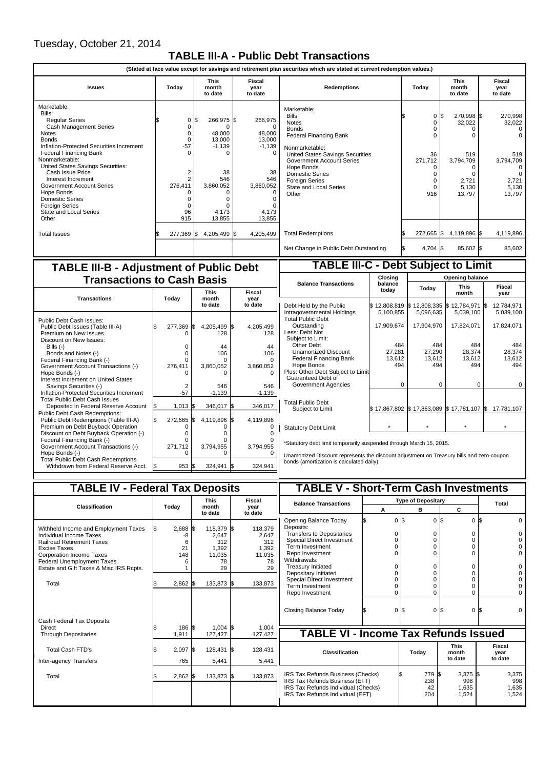Tuesday, October 21, 2014

# TABLE III-A - Public Debt Transactions

(Stated at face value except for savings and retirement plan securities which are stated at current redemption values.)

| Issues | Today | This month to date | Fiscal year to date |
|---|---|---|---|
| Marketable: | | | |
| Bills: | | | |
| Regular Series | $ 0 | $ 266,975 | $ 266,975 |
| Cash Management Series | 0 | 0 | 0 |
| Notes | 0 | 48,000 | 48,000 |
| Bonds | 0 | 13,000 | 13,000 |
| Inflation-Protected Securities Increment | -57 | -1,139 | -1,139 |
| Federal Financing Bank | 0 | 0 | 0 |
| Nonmarketable: | | | |
| United States Savings Securities: | | | |
| Cash Issue Price | 2 | 38 | 38 |
| Interest Increment | 2 | 546 | 546 |
| Government Account Series | 276,411 | 3,860,052 | 3,860,052 |
| Hope Bonds | 0 | 0 | 0 |
| Domestic Series | 0 | 0 | 0 |
| Foreign Series | 0 | 0 | 0 |
| State and Local Series | 96 | 4,173 | 4,173 |
| Other | 915 | 13,855 | 13,855 |
| Total Issues | $ 277,369 | $ 4,205,499 | $ 4,205,499 |

| Redemptions | Today | This month to date | Fiscal year to date |
|---|---|---|---|
| Marketable: | | | |
| Bills | $ 0 | $ 270,998 | $ 270,998 |
| Notes | 0 | 32,022 | 32,022 |
| Bonds | 0 | 0 | 0 |
| Federal Financing Bank | 0 | 0 | 0 |
| Nonmarketable: | | | |
| United States Savings Securities | 36 | 519 | 519 |
| Government Account Series | 271,712 | 3,794,709 | 3,794,709 |
| Hope Bonds | 0 | 0 | 0 |
| Domestic Series | 0 | 0 | 0 |
| Foreign Series | 0 | 2,721 | 2,721 |
| State and Local Series | 0 | 5,130 | 5,130 |
| Other | 916 | 13,797 | 13,797 |
| Total Redemptions | $ 272,665 | $ 4,119,896 | $ 4,119,896 |
| Net Change in Public Debt Outstanding | $ 4,704 | $ 85,602 | $ 85,602 |

# TABLE III-B - Adjustment of Public Debt Transactions to Cash Basis

| Transactions | Today | This month to date | Fiscal year to date |
|---|---|---|---|
| Public Debt Cash Issues: | | | |
| Public Debt Issues (Table III-A) | $ 277,369 | $ 4,205,499 | $ 4,205,499 |
| Premium on New Issues | 0 | 128 | 128 |
| Discount on New Issues: | | | |
| Bills (-) | 0 | 44 | 44 |
| Bonds and Notes (-) | 0 | 106 | 106 |
| Federal Financing Bank (-) | 0 | 0 | 0 |
| Government Account Transactions (-) | 276,411 | 3,860,052 | 3,860,052 |
| Hope Bonds (-) | 0 | 0 | 0 |
| Interest Increment on United States Savings Securities (-) | 2 | 546 | 546 |
| Inflation-Protected Securities Increment | -57 | -1,139 | -1,139 |
| Total Public Debt Cash Issues Deposited in Federal Reserve Account | $ 1,013 | $ 346,017 | $ 346,017 |
| Public Debt Cash Redemptions: | | | |
| Public Debt Redemptions (Table III-A) | $ 272,665 | $ 4,119,896 | $ 4,119,896 |
| Premium on Debt Buyback Operation | 0 | 0 | 0 |
| Discount on Debt Buyback Operation (-) | 0 | 0 | 0 |
| Federal Financing Bank (-) | 0 | 0 | 0 |
| Government Account Transactions (-) | 271,712 | 3,794,955 | 3,794,955 |
| Hope Bonds (-) | 0 | 0 | 0 |
| Total Public Debt Cash Redemptions Withdrawn from Federal Reserve Acct. | $ 953 | $ 324,941 | $ 324,941 |

# TABLE III-C - Debt Subject to Limit

| Balance Transactions | Closing balance today | Opening balance Today | Opening balance This month | Opening balance Fiscal year |
|---|---|---|---|---|
| Debt Held by the Public | $ 12,808,819 | $ 12,808,335 | $ 12,784,971 | $ 12,784,971 |
| Intragovernmental Holdings | 5,100,855 | 5,096,635 | 5,039,100 | 5,039,100 |
| Total Public Debt Outstanding | 17,909,674 | 17,904,970 | 17,824,071 | 17,824,071 |
| Less: Debt Not Subject to Limit: | | | | |
| Other Debt | 484 | 484 | 484 | 484 |
| Unamortized Discount | 27,281 | 27,290 | 28,374 | 28,374 |
| Federal Financing Bank | 13,612 | 13,612 | 13,612 | 13,612 |
| Hope Bonds | 494 | 494 | 494 | 494 |
| Plus: Other Debt Subject to Limit | | | | |
| Guaranteed Debt of Government Agencies | 0 | 0 | 0 | 0 |
| Total Public Debt Subject to Limit | $ 17,867,802 | $ 17,863,089 | $ 17,781,107 | $ 17,781,107 |
| Statutory Debt Limit | * | * | * | * |

*Statutory debt limit temporarily suspended through March 15, 2015.

Unamortized Discount represents the discount adjustment on Treasury bills and zero-coupon bonds (amortization is calculated daily).

# TABLE IV - Federal Tax Deposits

| Classification | Today | This month to date | Fiscal year to date |
|---|---|---|---|
| Withheld Income and Employment Taxes | $ 2,688 | $ 118,379 | $ 118,379 |
| Individual Income Taxes | -8 | 2,647 | 2,647 |
| Railroad Retirement Taxes | 6 | 312 | 312 |
| Excise Taxes | 21 | 1,392 | 1,392 |
| Corporation Income Taxes | 148 | 11,035 | 11,035 |
| Federal Unemployment Taxes | 6 | 78 | 78 |
| Estate and Gift Taxes & Misc IRS Rcpts. | 1 | 29 | 29 |
| Total | $ 2,862 | $ 133,873 | $ 133,873 |
| Cash Federal Tax Deposits: | | | |
| Direct | $ 186 | $ 1,004 | $ 1,004 |
| Through Depositaries | 1,911 | 127,427 | 127,427 |
| Total Cash FTD's | $ 2,097 | $ 128,431 | $ 128,431 |
| Inter-agency Transfers | 765 | 5,441 | 5,441 |
| Total | $ 2,862 | $ 133,873 | $ 133,873 |

# TABLE V - Short-Term Cash Investments

| Balance Transactions | Type of Depositary A | Type of Depositary B | Type of Depositary C | Total |
|---|---|---|---|---|
| Opening Balance Today | $ 0 | $ 0 | $ 0 | $ 0 |
| Deposits: | | | | |
| Transfers to Depositaries | 0 | 0 | 0 | 0 |
| Special Direct Investment | 0 | 0 | 0 | 0 |
| Term Investment | 0 | 0 | 0 | 0 |
| Repo Investment | 0 | 0 | 0 | 0 |
| Withdrawals: | | | | |
| Treasury Initiated | 0 | 0 | 0 | 0 |
| Depositary Initiated | 0 | 0 | 0 | 0 |
| Special Direct Investment | 0 | 0 | 0 | 0 |
| Term Investment | 0 | 0 | 0 | 0 |
| Repo Investment | 0 | 0 | 0 | 0 |
| Closing Balance Today | $ 0 | $ 0 | $ 0 | $ 0 |

# TABLE VI - Income Tax Refunds Issued

| Classification | Today | This month to date | Fiscal year to date |
|---|---|---|---|
| IRS Tax Refunds Business (Checks) | $ 779 | $ 3,375 | $ 3,375 |
| IRS Tax Refunds Business (EFT) | 238 | 998 | 998 |
| IRS Tax Refunds Individual (Checks) | 42 | 1,635 | 1,635 |
| IRS Tax Refunds Individual (EFT) | 204 | 1,524 | 1,524 |